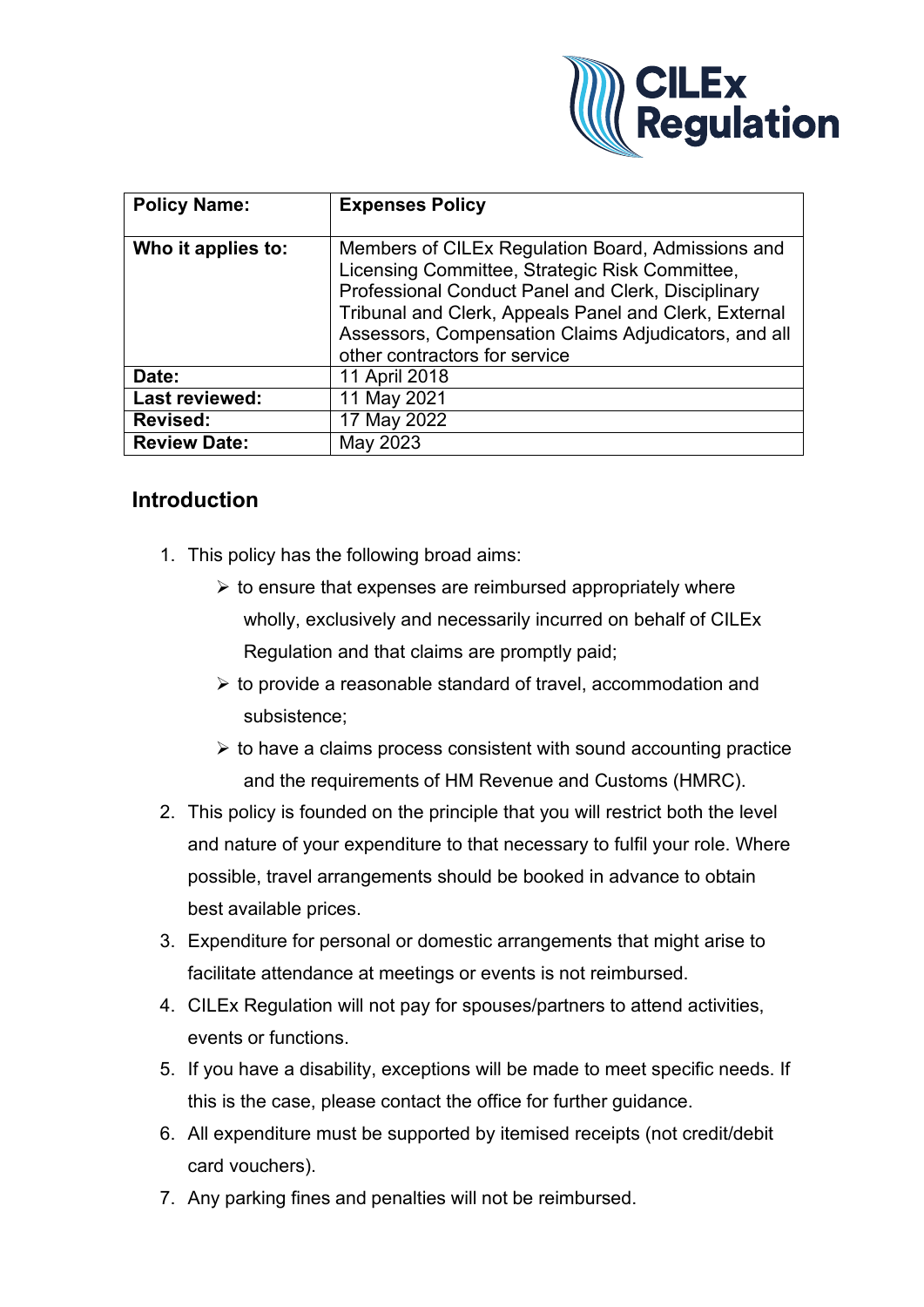CILEx Regulation

| Policy Name: | Expenses Policy |
|---|---|
| Who it applies to: | Members of CILEx Regulation Board, Admissions and Licensing Committee, Strategic Risk Committee, Professional Conduct Panel and Clerk, Disciplinary Tribunal and Clerk, Appeals Panel and Clerk, External Assessors, Compensation Claims Adjudicators, and all other contractors for service |
| Date: | 11 April 2018 |
| Last reviewed: | 11 May 2021 |
| Revised: | 17 May 2022 |
| Review Date: | May 2023 |

## Introduction

1. This policy has the following broad aims:
   - to ensure that expenses are reimbursed appropriately where wholly, exclusively and necessarily incurred on behalf of CILEx Regulation and that claims are promptly paid;
   - to provide a reasonable standard of travel, accommodation and subsistence;
   - to have a claims process consistent with sound accounting practice and the requirements of HM Revenue and Customs (HMRC).
2. This policy is founded on the principle that you will restrict both the level and nature of your expenditure to that necessary to fulfil your role. Where possible, travel arrangements should be booked in advance to obtain best available prices.
3. Expenditure for personal or domestic arrangements that might arise to facilitate attendance at meetings or events is not reimbursed.
4. CILEx Regulation will not pay for spouses/partners to attend activities, events or functions.
5. If you have a disability, exceptions will be made to meet specific needs. If this is the case, please contact the office for further guidance.
6. All expenditure must be supported by itemised receipts (not credit/debit card vouchers).
7. Any parking fines and penalties will not be reimbursed.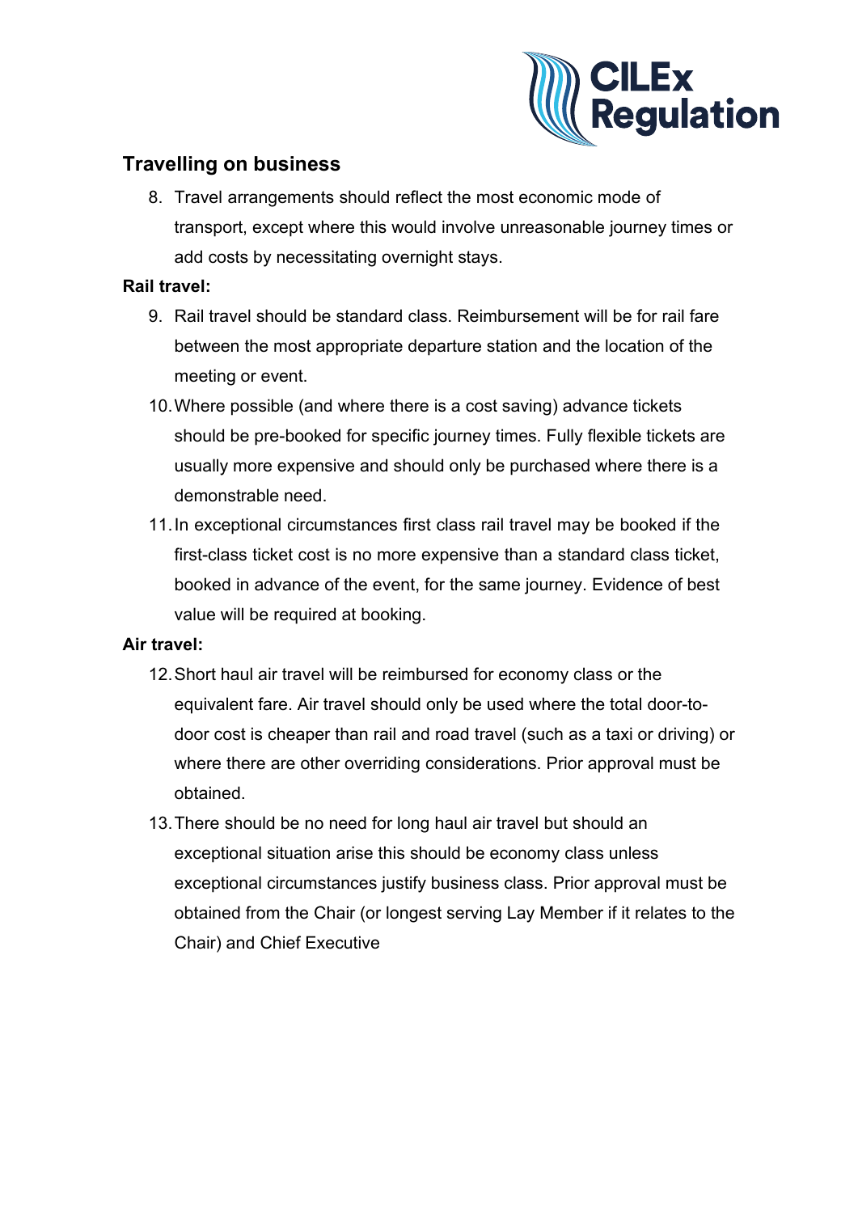## Travelling on business

8. Travel arrangements should reflect the most economic mode of transport, except where this would involve unreasonable journey times or add costs by necessitating overnight stays.

**Rail travel:**

9. Rail travel should be standard class. Reimbursement will be for rail fare between the most appropriate departure station and the location of the meeting or event.
10. Where possible (and where there is a cost saving) advance tickets should be pre-booked for specific journey times. Fully flexible tickets are usually more expensive and should only be purchased where there is a demonstrable need.
11. In exceptional circumstances first class rail travel may be booked if the first-class ticket cost is no more expensive than a standard class ticket, booked in advance of the event, for the same journey. Evidence of best value will be required at booking.

**Air travel:**

12. Short haul air travel will be reimbursed for economy class or the equivalent fare. Air travel should only be used where the total door-to-door cost is cheaper than rail and road travel (such as a taxi or driving) or where there are other overriding considerations. Prior approval must be obtained.
13. There should be no need for long haul air travel but should an exceptional situation arise this should be economy class unless exceptional circumstances justify business class. Prior approval must be obtained from the Chair (or longest serving Lay Member if it relates to the Chair) and Chief Executive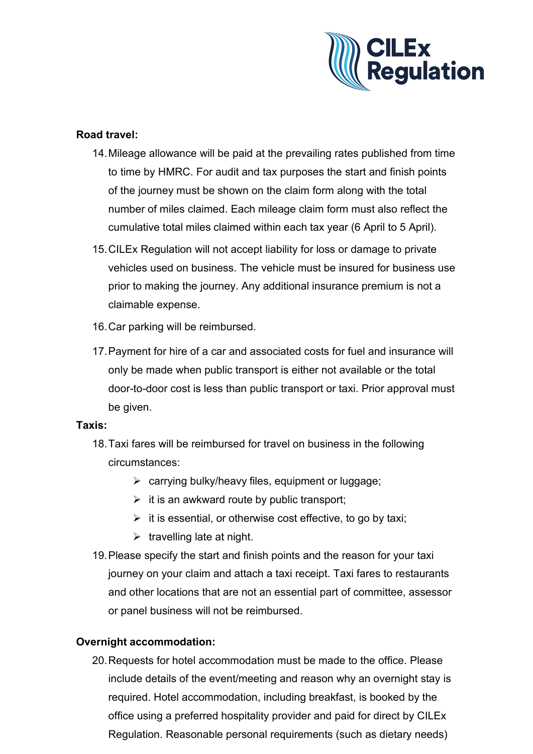**Road travel:**

14. Mileage allowance will be paid at the prevailing rates published from time to time by HMRC. For audit and tax purposes the start and finish points of the journey must be shown on the claim form along with the total number of miles claimed. Each mileage claim form must also reflect the cumulative total miles claimed within each tax year (6 April to 5 April).
15. CILEx Regulation will not accept liability for loss or damage to private vehicles used on business. The vehicle must be insured for business use prior to making the journey. Any additional insurance premium is not a claimable expense.
16. Car parking will be reimbursed.
17. Payment for hire of a car and associated costs for fuel and insurance will only be made when public transport is either not available or the total door-to-door cost is less than public transport or taxi. Prior approval must be given.

**Taxis:**

18. Taxi fares will be reimbursed for travel on business in the following circumstances:
    - carrying bulky/heavy files, equipment or luggage;
    - it is an awkward route by public transport;
    - it is essential, or otherwise cost effective, to go by taxi;
    - travelling late at night.
19. Please specify the start and finish points and the reason for your taxi journey on your claim and attach a taxi receipt. Taxi fares to restaurants and other locations that are not an essential part of committee, assessor or panel business will not be reimbursed.

**Overnight accommodation:**

20. Requests for hotel accommodation must be made to the office. Please include details of the event/meeting and reason why an overnight stay is required. Hotel accommodation, including breakfast, is booked by the office using a preferred hospitality provider and paid for direct by CILEx Regulation. Reasonable personal requirements (such as dietary needs)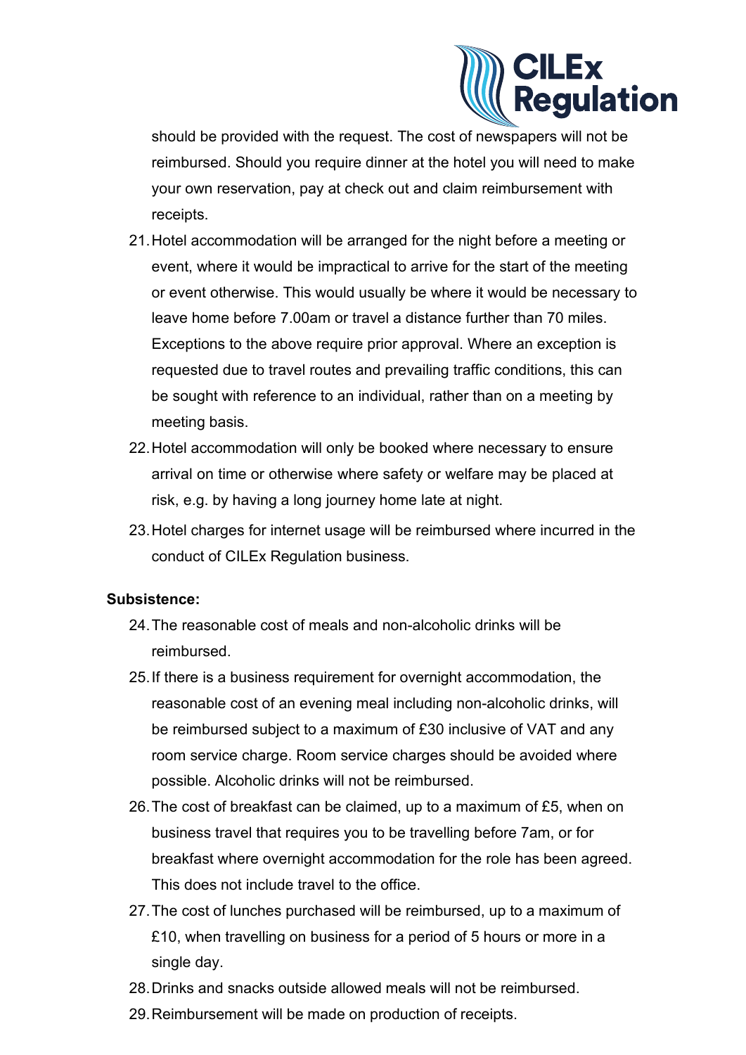should be provided with the request. The cost of newspapers will not be reimbursed. Should you require dinner at the hotel you will need to make your own reservation, pay at check out and claim reimbursement with receipts.

21. Hotel accommodation will be arranged for the night before a meeting or event, where it would be impractical to arrive for the start of the meeting or event otherwise. This would usually be where it would be necessary to leave home before 7.00am or travel a distance further than 70 miles. Exceptions to the above require prior approval. Where an exception is requested due to travel routes and prevailing traffic conditions, this can be sought with reference to an individual, rather than on a meeting by meeting basis.
22. Hotel accommodation will only be booked where necessary to ensure arrival on time or otherwise where safety or welfare may be placed at risk, e.g. by having a long journey home late at night.
23. Hotel charges for internet usage will be reimbursed where incurred in the conduct of CILEx Regulation business.

**Subsistence:**

24. The reasonable cost of meals and non-alcoholic drinks will be reimbursed.
25. If there is a business requirement for overnight accommodation, the reasonable cost of an evening meal including non-alcoholic drinks, will be reimbursed subject to a maximum of £30 inclusive of VAT and any room service charge. Room service charges should be avoided where possible. Alcoholic drinks will not be reimbursed.
26. The cost of breakfast can be claimed, up to a maximum of £5, when on business travel that requires you to be travelling before 7am, or for breakfast where overnight accommodation for the role has been agreed. This does not include travel to the office.
27. The cost of lunches purchased will be reimbursed, up to a maximum of £10, when travelling on business for a period of 5 hours or more in a single day.
28. Drinks and snacks outside allowed meals will not be reimbursed.
29. Reimbursement will be made on production of receipts.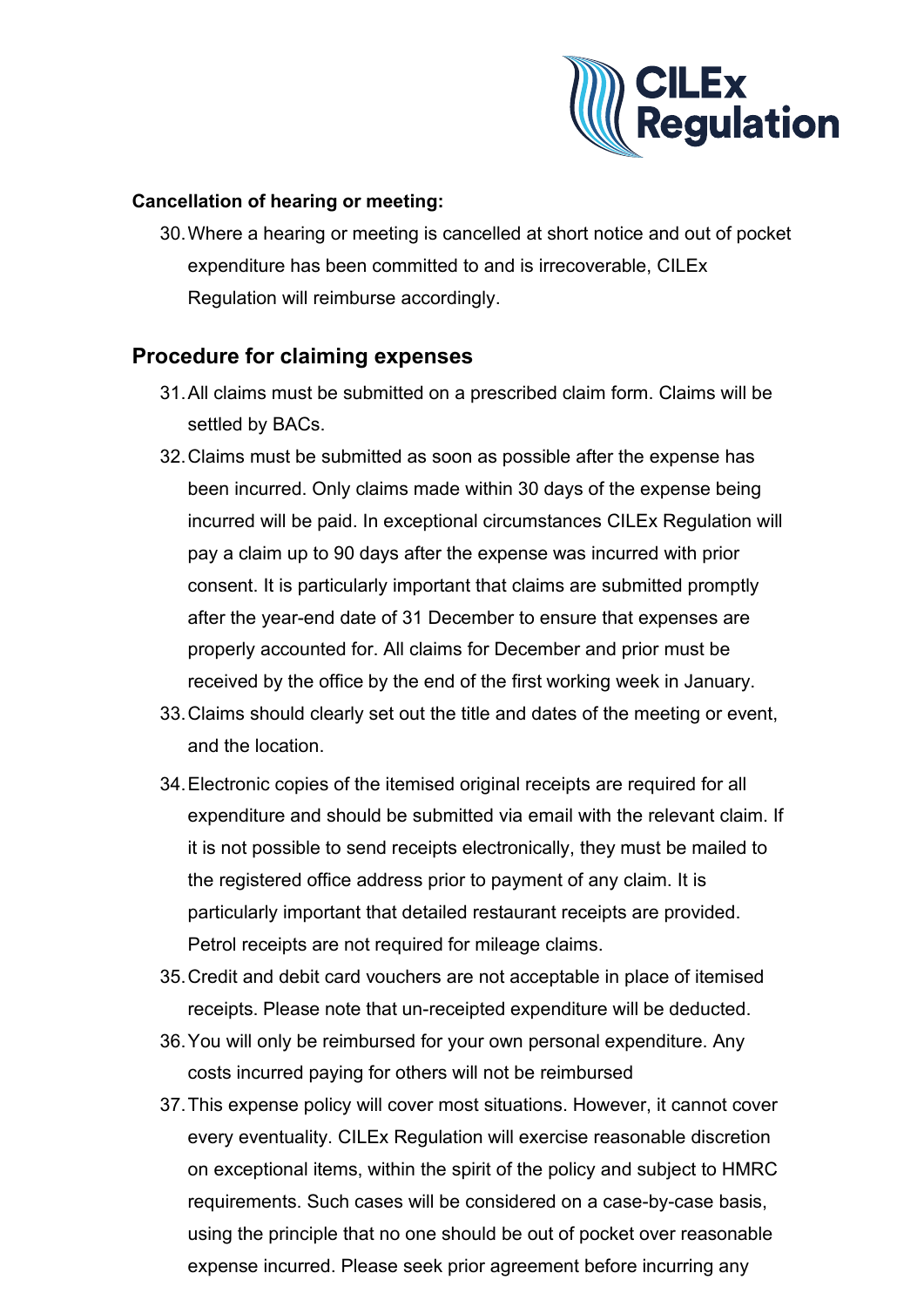**Cancellation of hearing or meeting:**

30. Where a hearing or meeting is cancelled at short notice and out of pocket expenditure has been committed to and is irrecoverable, CILEx Regulation will reimburse accordingly.

## Procedure for claiming expenses

31. All claims must be submitted on a prescribed claim form. Claims will be settled by BACs.
32. Claims must be submitted as soon as possible after the expense has been incurred. Only claims made within 30 days of the expense being incurred will be paid. In exceptional circumstances CILEx Regulation will pay a claim up to 90 days after the expense was incurred with prior consent. It is particularly important that claims are submitted promptly after the year-end date of 31 December to ensure that expenses are properly accounted for. All claims for December and prior must be received by the office by the end of the first working week in January.
33. Claims should clearly set out the title and dates of the meeting or event, and the location.
34. Electronic copies of the itemised original receipts are required for all expenditure and should be submitted via email with the relevant claim. If it is not possible to send receipts electronically, they must be mailed to the registered office address prior to payment of any claim. It is particularly important that detailed restaurant receipts are provided. Petrol receipts are not required for mileage claims.
35. Credit and debit card vouchers are not acceptable in place of itemised receipts. Please note that un-receipted expenditure will be deducted.
36. You will only be reimbursed for your own personal expenditure. Any costs incurred paying for others will not be reimbursed
37. This expense policy will cover most situations. However, it cannot cover every eventuality. CILEx Regulation will exercise reasonable discretion on exceptional items, within the spirit of the policy and subject to HMRC requirements. Such cases will be considered on a case-by-case basis, using the principle that no one should be out of pocket over reasonable expense incurred. Please seek prior agreement before incurring any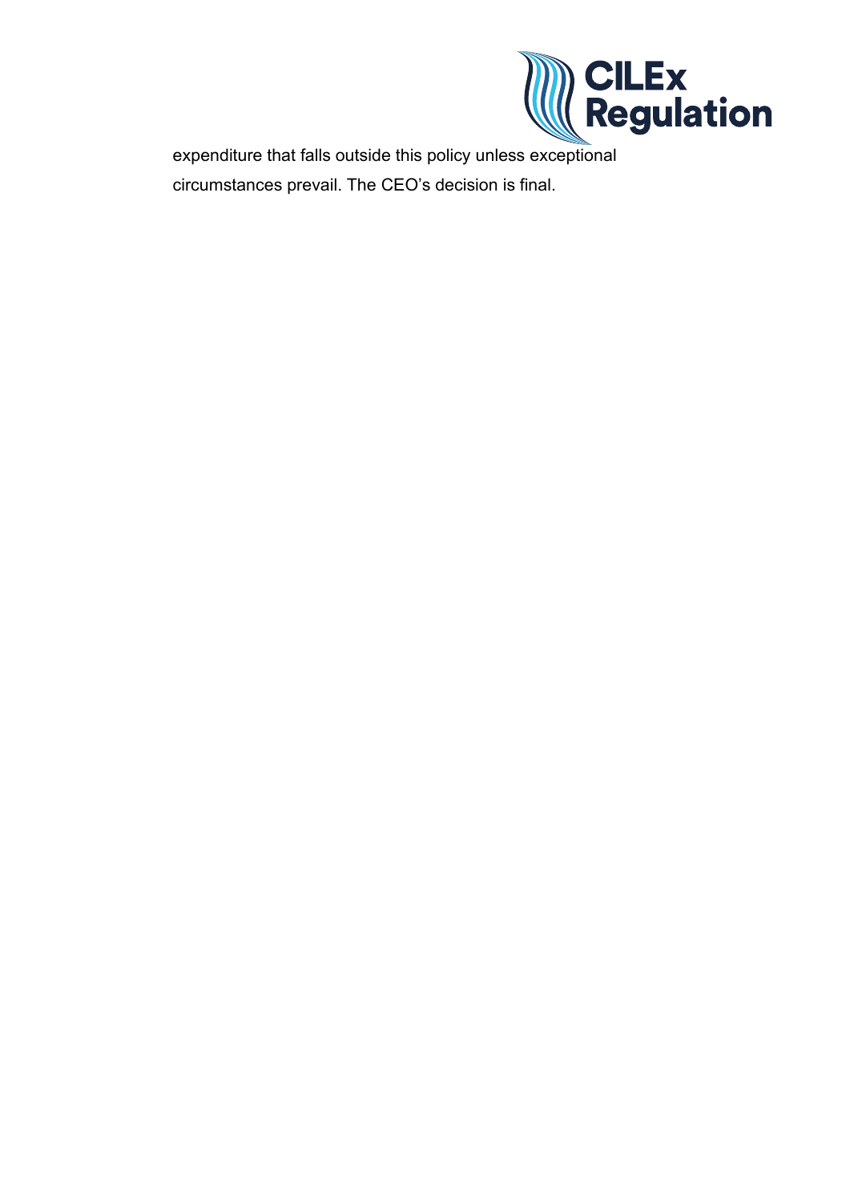expenditure that falls outside this policy unless exceptional circumstances prevail. The CEO's decision is final.